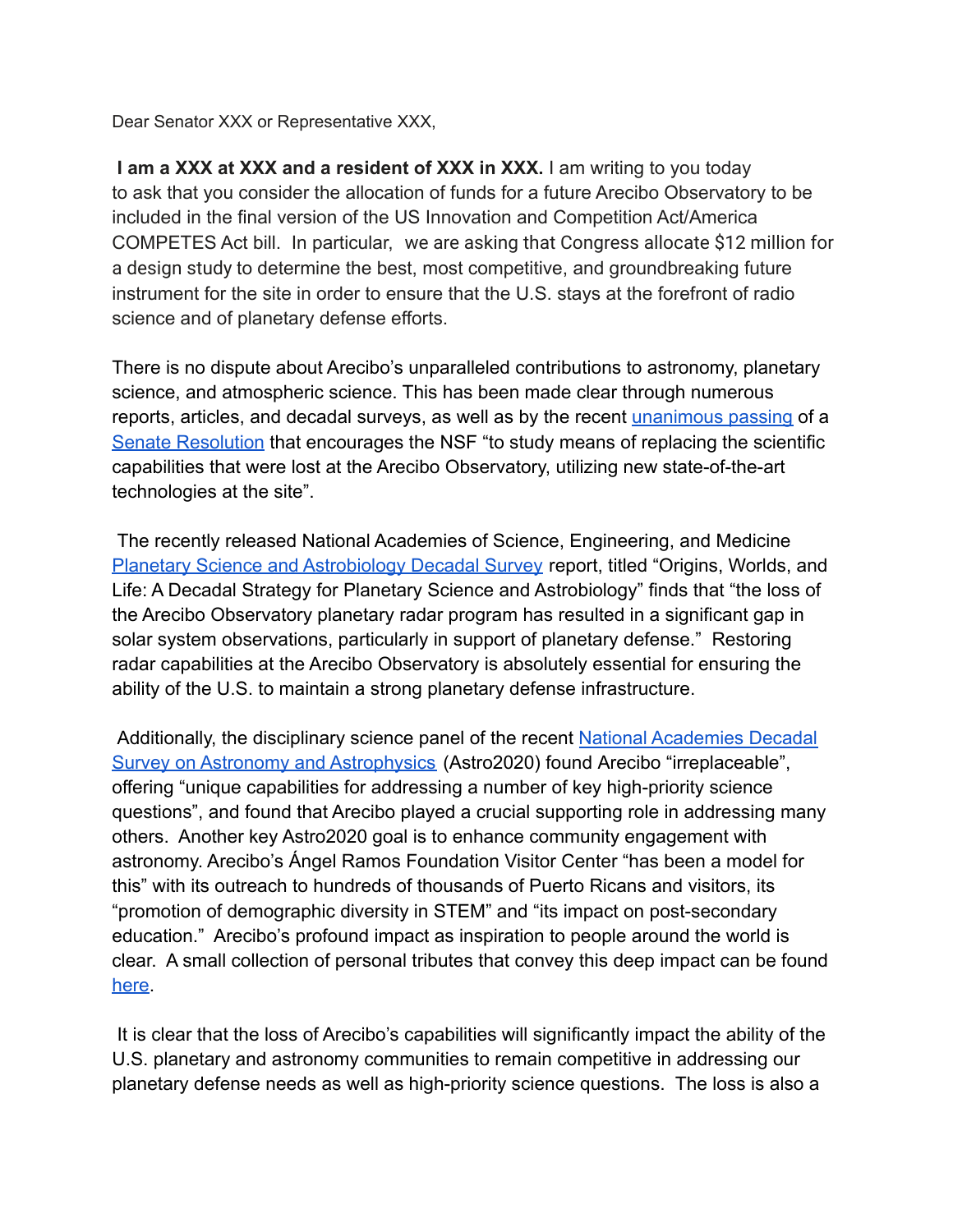Dear Senator XXX or Representative XXX,

**I am a XXX at XXX and a resident of XXX in XXX.** I am writing to you today to ask that you consider the allocation of funds for a future Arecibo Observatory to be included in the final version of the US Innovation and Competition Act/America COMPETES Act bill. In particular, we are asking that Congress allocate $12 million for a design study to determine the best, most competitive, and groundbreaking future instrument for the site in order to ensure that the U.S. stays at the forefront of radio science and of planetary defense efforts.

There is no dispute about Arecibo's unparalleled contributions to astronomy, planetary science, and atmospheric science. This has been made clear through numerous reports, articles, and decadal surveys, as well as by the recent unanimous passing of a Senate Resolution that encourages the NSF "to study means of replacing the scientific capabilities that were lost at the Arecibo Observatory, utilizing new state-of-the-art technologies at the site".

The recently released National Academies of Science, Engineering, and Medicine Planetary Science and Astrobiology Decadal Survey report, titled "Origins, Worlds, and Life: A Decadal Strategy for Planetary Science and Astrobiology" finds that "the loss of the Arecibo Observatory planetary radar program has resulted in a significant gap in solar system observations, particularly in support of planetary defense." Restoring radar capabilities at the Arecibo Observatory is absolutely essential for ensuring the ability of the U.S. to maintain a strong planetary defense infrastructure.

Additionally, the disciplinary science panel of the recent National Academies Decadal Survey on Astronomy and Astrophysics (Astro2020) found Arecibo "irreplaceable", offering "unique capabilities for addressing a number of key high-priority science questions", and found that Arecibo played a crucial supporting role in addressing many others. Another key Astro2020 goal is to enhance community engagement with astronomy. Arecibo's Ángel Ramos Foundation Visitor Center "has been a model for this" with its outreach to hundreds of thousands of Puerto Ricans and visitors, its "promotion of demographic diversity in STEM" and "its impact on post-secondary education." Arecibo's profound impact as inspiration to people around the world is clear. A small collection of personal tributes that convey this deep impact can be found here.

It is clear that the loss of Arecibo's capabilities will significantly impact the ability of the U.S. planetary and astronomy communities to remain competitive in addressing our planetary defense needs as well as high-priority science questions. The loss is also a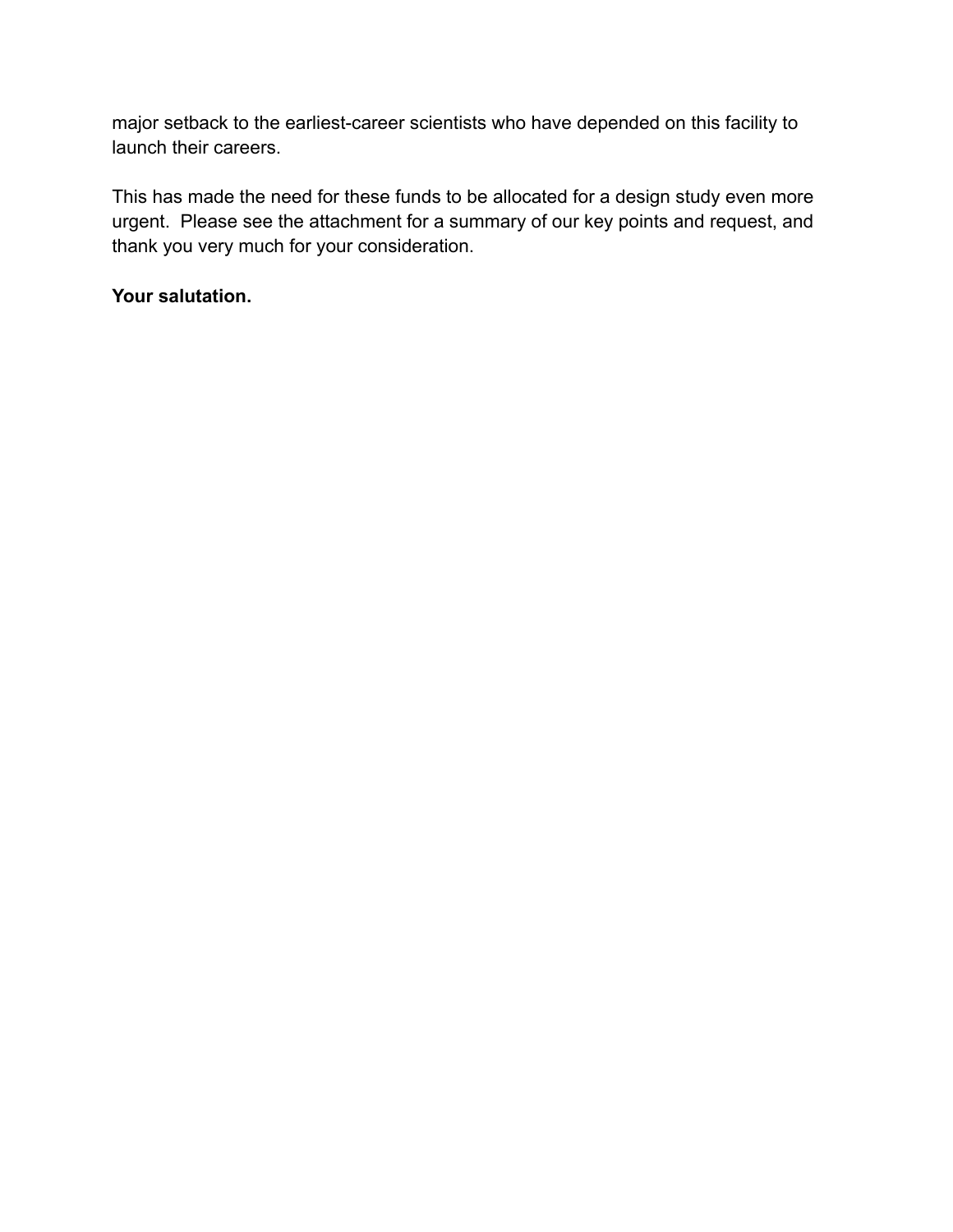major setback to the earliest-career scientists who have depended on this facility to launch their careers.

This has made the need for these funds to be allocated for a design study even more urgent.  Please see the attachment for a summary of our key points and request, and thank you very much for your consideration.

**Your salutation.**